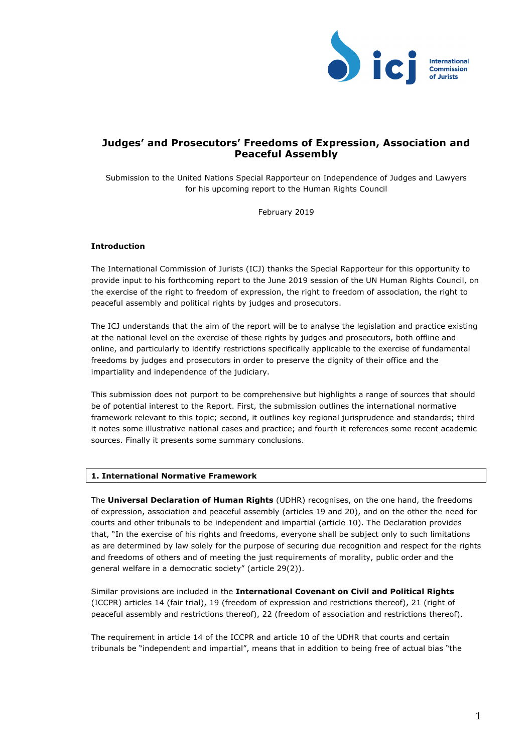# Judges' and Prosecutors' Freedoms of Expression, Association and Peaceful Assembly

Submission to the United Nations Special Rapporteur on Independence of Judges and Lawyers for his upcoming report to the Human Rights Council

February 2019

**Introduction**

The International Commission of Jurists (ICJ) thanks the Special Rapporteur for this opportunity to provide input to his forthcoming report to the June 2019 session of the UN Human Rights Council, on the exercise of the right to freedom of expression, the right to freedom of association, the right to peaceful assembly and political rights by judges and prosecutors.

The ICJ understands that the aim of the report will be to analyse the legislation and practice existing at the national level on the exercise of these rights by judges and prosecutors, both offline and online, and particularly to identify restrictions specifically applicable to the exercise of fundamental freedoms by judges and prosecutors in order to preserve the dignity of their office and the impartiality and independence of the judiciary.

This submission does not purport to be comprehensive but highlights a range of sources that should be of potential interest to the Report. First, the submission outlines the international normative framework relevant to this topic; second, it outlines key regional jurisprudence and standards; third it notes some illustrative national cases and practice; and fourth it references some recent academic sources. Finally it presents some summary conclusions.

## 1. International Normative Framework

The **Universal Declaration of Human Rights** (UDHR) recognises, on the one hand, the freedoms of expression, association and peaceful assembly (articles 19 and 20), and on the other the need for courts and other tribunals to be independent and impartial (article 10). The Declaration provides that, "In the exercise of his rights and freedoms, everyone shall be subject only to such limitations as are determined by law solely for the purpose of securing due recognition and respect for the rights and freedoms of others and of meeting the just requirements of morality, public order and the general welfare in a democratic society" (article 29(2)).

Similar provisions are included in the **International Covenant on Civil and Political Rights** (ICCPR) articles 14 (fair trial), 19 (freedom of expression and restrictions thereof), 21 (right of peaceful assembly and restrictions thereof), 22 (freedom of association and restrictions thereof).

The requirement in article 14 of the ICCPR and article 10 of the UDHR that courts and certain tribunals be "independent and impartial", means that in addition to being free of actual bias "the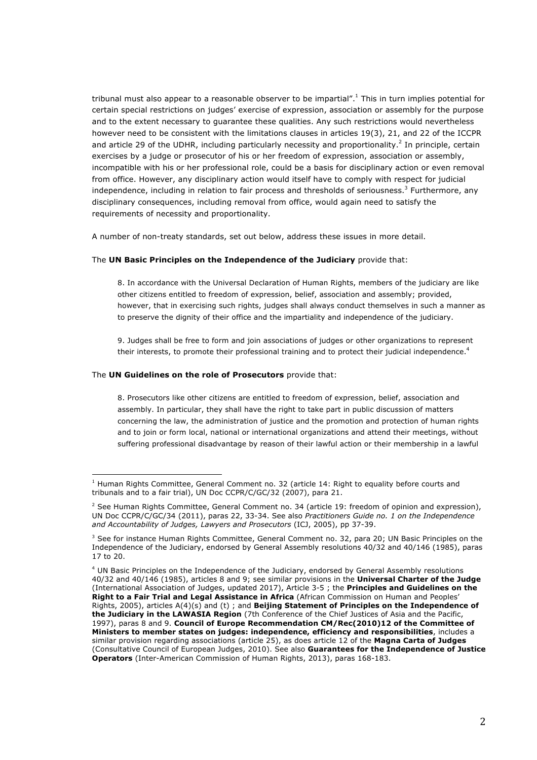tribunal must also appear to a reasonable observer to be impartial".[1] This in turn implies potential for certain special restrictions on judges' exercise of expression, association or assembly for the purpose and to the extent necessary to guarantee these qualities. Any such restrictions would nevertheless however need to be consistent with the limitations clauses in articles 19(3), 21, and 22 of the ICCPR and article 29 of the UDHR, including particularly necessity and proportionality.[2] In principle, certain exercises by a judge or prosecutor of his or her freedom of expression, association or assembly, incompatible with his or her professional role, could be a basis for disciplinary action or even removal from office. However, any disciplinary action would itself have to comply with respect for judicial independence, including in relation to fair process and thresholds of seriousness.[3] Furthermore, any disciplinary consequences, including removal from office, would again need to satisfy the requirements of necessity and proportionality.

A number of non-treaty standards, set out below, address these issues in more detail.

The **UN Basic Principles on the Independence of the Judiciary** provide that:

> 8. In accordance with the Universal Declaration of Human Rights, members of the judiciary are like other citizens entitled to freedom of expression, belief, association and assembly; provided, however, that in exercising such rights, judges shall always conduct themselves in such a manner as to preserve the dignity of their office and the impartiality and independence of the judiciary.
>
> 9. Judges shall be free to form and join associations of judges or other organizations to represent their interests, to promote their professional training and to protect their judicial independence.[4]

The **UN Guidelines on the role of Prosecutors** provide that:

> 8. Prosecutors like other citizens are entitled to freedom of expression, belief, association and assembly. In particular, they shall have the right to take part in public discussion of matters concerning the law, the administration of justice and the promotion and protection of human rights and to join or form local, national or international organizations and attend their meetings, without suffering professional disadvantage by reason of their lawful action or their membership in a lawful

---

[1] Human Rights Committee, General Comment no. 32 (article 14: Right to equality before courts and tribunals and to a fair trial), UN Doc CCPR/C/GC/32 (2007), para 21.

[2] See Human Rights Committee, General Comment no. 34 (article 19: freedom of opinion and expression), UN Doc CCPR/C/GC/34 (2011), paras 22, 33-34. See also *Practitioners Guide no. 1 on the Independence and Accountability of Judges, Lawyers and Prosecutors* (ICJ, 2005), pp 37-39.

[3] See for instance Human Rights Committee, General Comment no. 32, para 20; UN Basic Principles on the Independence of the Judiciary, endorsed by General Assembly resolutions 40/32 and 40/146 (1985), paras 17 to 20.

[4] UN Basic Principles on the Independence of the Judiciary, endorsed by General Assembly resolutions 40/32 and 40/146 (1985), articles 8 and 9; see similar provisions in the **Universal Charter of the Judge** (International Association of Judges, updated 2017), Article 3-5 ; the **Principles and Guidelines on the Right to a Fair Trial and Legal Assistance in Africa** (African Commission on Human and Peoples' Rights, 2005), articles A(4)(s) and (t) ; and **Beijing Statement of Principles on the Independence of the Judiciary in the LAWASIA Region** (7th Conference of the Chief Justices of Asia and the Pacific, 1997), paras 8 and 9. **Council of Europe Recommendation CM/Rec(2010)12 of the Committee of Ministers to member states on judges: independence, efficiency and responsibilities**, includes a similar provision regarding associations (article 25), as does article 12 of the **Magna Carta of Judges** (Consultative Council of European Judges, 2010). See also **Guarantees for the Independence of Justice Operators** (Inter-American Commission of Human Rights, 2013), paras 168-183.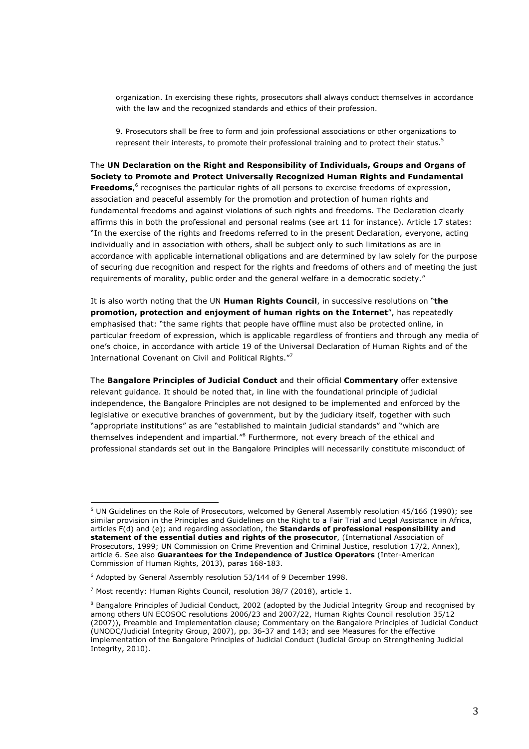organization. In exercising these rights, prosecutors shall always conduct themselves in accordance with the law and the recognized standards and ethics of their profession.

9. Prosecutors shall be free to form and join professional associations or other organizations to represent their interests, to promote their professional training and to protect their status.[5]

The **UN Declaration on the Right and Responsibility of Individuals, Groups and Organs of Society to Promote and Protect Universally Recognized Human Rights and Fundamental Freedoms**,[6] recognises the particular rights of all persons to exercise freedoms of expression, association and peaceful assembly for the promotion and protection of human rights and fundamental freedoms and against violations of such rights and freedoms. The Declaration clearly affirms this in both the professional and personal realms (see art 11 for instance). Article 17 states: "In the exercise of the rights and freedoms referred to in the present Declaration, everyone, acting individually and in association with others, shall be subject only to such limitations as are in accordance with applicable international obligations and are determined by law solely for the purpose of securing due recognition and respect for the rights and freedoms of others and of meeting the just requirements of morality, public order and the general welfare in a democratic society."

It is also worth noting that the UN **Human Rights Council**, in successive resolutions on "**the promotion, protection and enjoyment of human rights on the Internet**", has repeatedly emphasised that: "the same rights that people have offline must also be protected online, in particular freedom of expression, which is applicable regardless of frontiers and through any media of one's choice, in accordance with article 19 of the Universal Declaration of Human Rights and of the International Covenant on Civil and Political Rights."[7]

The **Bangalore Principles of Judicial Conduct** and their official **Commentary** offer extensive relevant guidance. It should be noted that, in line with the foundational principle of judicial independence, the Bangalore Principles are not designed to be implemented and enforced by the legislative or executive branches of government, but by the judiciary itself, together with such "appropriate institutions" as are "established to maintain judicial standards" and "which are themselves independent and impartial."[8] Furthermore, not every breach of the ethical and professional standards set out in the Bangalore Principles will necessarily constitute misconduct of

---

[5] UN Guidelines on the Role of Prosecutors, welcomed by General Assembly resolution 45/166 (1990); see similar provision in the Principles and Guidelines on the Right to a Fair Trial and Legal Assistance in Africa, articles F(d) and (e); and regarding association, the **Standards of professional responsibility and statement of the essential duties and rights of the prosecutor**, (International Association of Prosecutors, 1999; UN Commission on Crime Prevention and Criminal Justice, resolution 17/2, Annex), article 6. See also **Guarantees for the Independence of Justice Operators** (Inter-American Commission of Human Rights, 2013), paras 168-183.

[6] Adopted by General Assembly resolution 53/144 of 9 December 1998.

[7] Most recently: Human Rights Council, resolution 38/7 (2018), article 1.

[8] Bangalore Principles of Judicial Conduct, 2002 (adopted by the Judicial Integrity Group and recognised by among others UN ECOSOC resolutions 2006/23 and 2007/22, Human Rights Council resolution 35/12 (2007)), Preamble and Implementation clause; Commentary on the Bangalore Principles of Judicial Conduct (UNODC/Judicial Integrity Group, 2007), pp. 36-37 and 143; and see Measures for the effective implementation of the Bangalore Principles of Judicial Conduct (Judicial Group on Strengthening Judicial Integrity, 2010).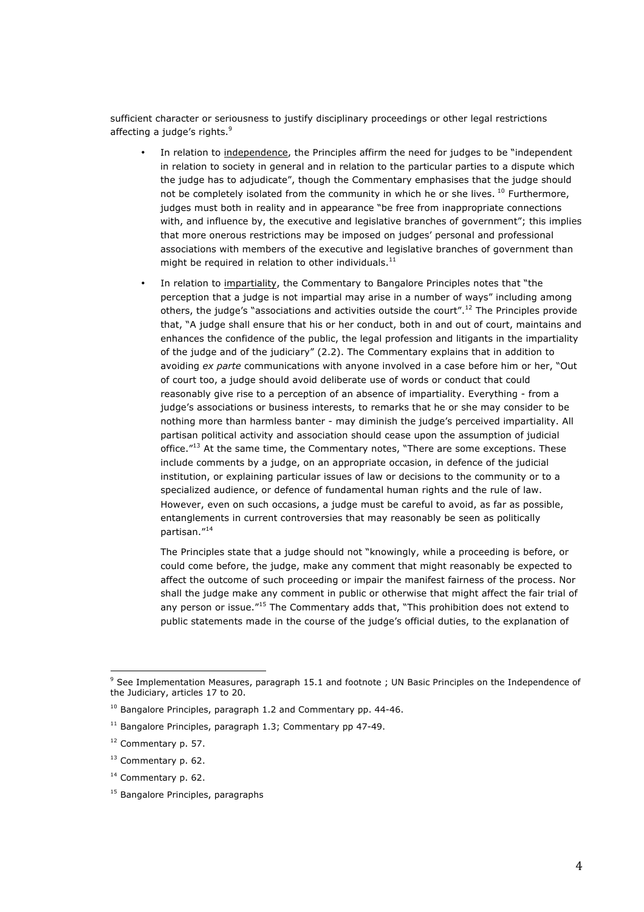sufficient character or seriousness to justify disciplinary proceedings or other legal restrictions affecting a judge's rights.[9]

- In relation to <u>independence</u>, the Principles affirm the need for judges to be "independent in relation to society in general and in relation to the particular parties to a dispute which the judge has to adjudicate", though the Commentary emphasises that the judge should not be completely isolated from the community in which he or she lives. [10] Furthermore, judges must both in reality and in appearance "be free from inappropriate connections with, and influence by, the executive and legislative branches of government"; this implies that more onerous restrictions may be imposed on judges' personal and professional associations with members of the executive and legislative branches of government than might be required in relation to other individuals.[11]

- In relation to <u>impartiality</u>, the Commentary to Bangalore Principles notes that "the perception that a judge is not impartial may arise in a number of ways" including among others, the judge's "associations and activities outside the court".[12] The Principles provide that, "A judge shall ensure that his or her conduct, both in and out of court, maintains and enhances the confidence of the public, the legal profession and litigants in the impartiality of the judge and of the judiciary" (2.2). The Commentary explains that in addition to avoiding *ex parte* communications with anyone involved in a case before him or her, "Out of court too, a judge should avoid deliberate use of words or conduct that could reasonably give rise to a perception of an absence of impartiality. Everything - from a judge's associations or business interests, to remarks that he or she may consider to be nothing more than harmless banter - may diminish the judge's perceived impartiality. All partisan political activity and association should cease upon the assumption of judicial office."[13] At the same time, the Commentary notes, "There are some exceptions. These include comments by a judge, on an appropriate occasion, in defence of the judicial institution, or explaining particular issues of law or decisions to the community or to a specialized audience, or defence of fundamental human rights and the rule of law. However, even on such occasions, a judge must be careful to avoid, as far as possible, entanglements in current controversies that may reasonably be seen as politically partisan."[14]

  The Principles state that a judge should not "knowingly, while a proceeding is before, or could come before, the judge, make any comment that might reasonably be expected to affect the outcome of such proceeding or impair the manifest fairness of the process. Nor shall the judge make any comment in public or otherwise that might affect the fair trial of any person or issue."[15] The Commentary adds that, "This prohibition does not extend to public statements made in the course of the judge's official duties, to the explanation of

---

[9] See Implementation Measures, paragraph 15.1 and footnote ; UN Basic Principles on the Independence of the Judiciary, articles 17 to 20.

[10] Bangalore Principles, paragraph 1.2 and Commentary pp. 44-46.

[11] Bangalore Principles, paragraph 1.3; Commentary pp 47-49.

[12] Commentary p. 57.

[13] Commentary p. 62.

[14] Commentary p. 62.

[15] Bangalore Principles, paragraphs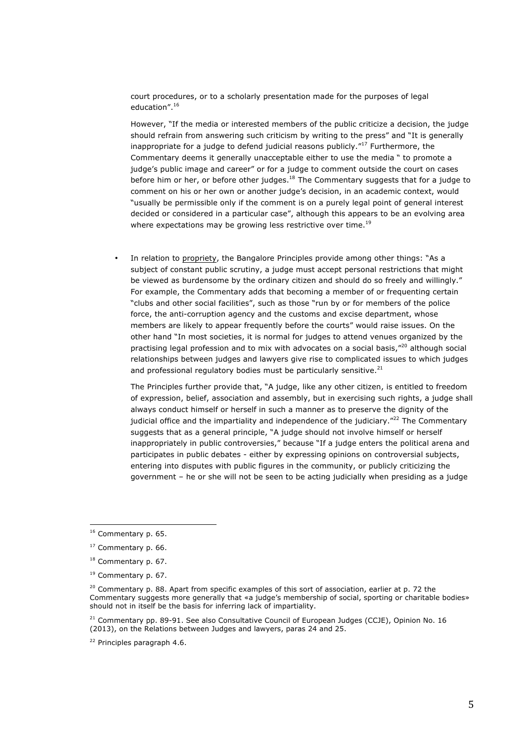court procedures, or to a scholarly presentation made for the purposes of legal education".[16]

However, "If the media or interested members of the public criticize a decision, the judge should refrain from answering such criticism by writing to the press" and "It is generally inappropriate for a judge to defend judicial reasons publicly."[17] Furthermore, the Commentary deems it generally unacceptable either to use the media " to promote a judge's public image and career" or for a judge to comment outside the court on cases before him or her, or before other judges.[18] The Commentary suggests that for a judge to comment on his or her own or another judge's decision, in an academic context, would "usually be permissible only if the comment is on a purely legal point of general interest decided or considered in a particular case", although this appears to be an evolving area where expectations may be growing less restrictive over time.[19]

- In relation to propriety, the Bangalore Principles provide among other things: "As a subject of constant public scrutiny, a judge must accept personal restrictions that might be viewed as burdensome by the ordinary citizen and should do so freely and willingly." For example, the Commentary adds that becoming a member of or frequenting certain "clubs and other social facilities", such as those "run by or for members of the police force, the anti-corruption agency and the customs and excise department, whose members are likely to appear frequently before the courts" would raise issues. On the other hand "In most societies, it is normal for judges to attend venues organized by the practising legal profession and to mix with advocates on a social basis,"[20] although social relationships between judges and lawyers give rise to complicated issues to which judges and professional regulatory bodies must be particularly sensitive.[21]

  The Principles further provide that, "A judge, like any other citizen, is entitled to freedom of expression, belief, association and assembly, but in exercising such rights, a judge shall always conduct himself or herself in such a manner as to preserve the dignity of the judicial office and the impartiality and independence of the judiciary."[22] The Commentary suggests that as a general principle, "A judge should not involve himself or herself inappropriately in public controversies," because "If a judge enters the political arena and participates in public debates - either by expressing opinions on controversial subjects, entering into disputes with public figures in the community, or publicly criticizing the government – he or she will not be seen to be acting judicially when presiding as a judge

---

[16] Commentary p. 65.

[17] Commentary p. 66.

[18] Commentary p. 67.

[19] Commentary p. 67.

[20] Commentary p. 88. Apart from specific examples of this sort of association, earlier at p. 72 the Commentary suggests more generally that «a judge's membership of social, sporting or charitable bodies» should not in itself be the basis for inferring lack of impartiality.

[21] Commentary pp. 89-91. See also Consultative Council of European Judges (CCJE), Opinion No. 16 (2013), on the Relations between Judges and lawyers, paras 24 and 25.

[22] Principles paragraph 4.6.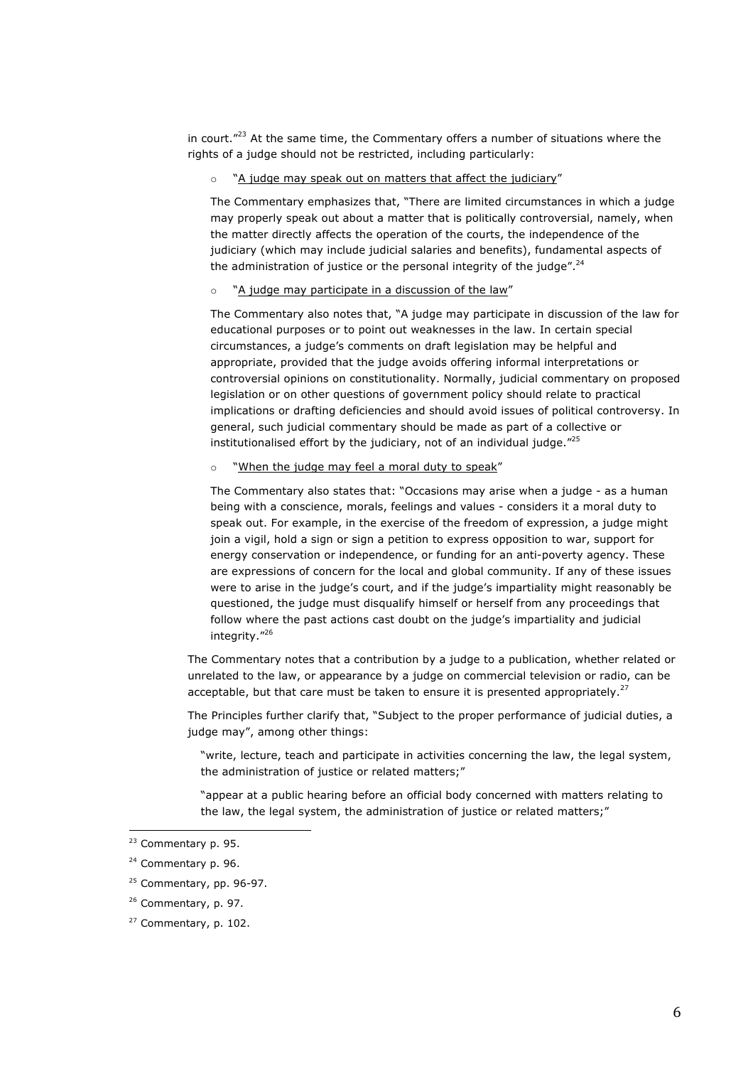in court."[23] At the same time, the Commentary offers a number of situations where the rights of a judge should not be restricted, including particularly:

- "A judge may speak out on matters that affect the judiciary"

  The Commentary emphasizes that, "There are limited circumstances in which a judge may properly speak out about a matter that is politically controversial, namely, when the matter directly affects the operation of the courts, the independence of the judiciary (which may include judicial salaries and benefits), fundamental aspects of the administration of justice or the personal integrity of the judge".[24]

- "A judge may participate in a discussion of the law"

  The Commentary also notes that, "A judge may participate in discussion of the law for educational purposes or to point out weaknesses in the law. In certain special circumstances, a judge's comments on draft legislation may be helpful and appropriate, provided that the judge avoids offering informal interpretations or controversial opinions on constitutionality. Normally, judicial commentary on proposed legislation or on other questions of government policy should relate to practical implications or drafting deficiencies and should avoid issues of political controversy. In general, such judicial commentary should be made as part of a collective or institutionalised effort by the judiciary, not of an individual judge."[25]

- "When the judge may feel a moral duty to speak"

  The Commentary also states that: "Occasions may arise when a judge - as a human being with a conscience, morals, feelings and values - considers it a moral duty to speak out. For example, in the exercise of the freedom of expression, a judge might join a vigil, hold a sign or sign a petition to express opposition to war, support for energy conservation or independence, or funding for an anti-poverty agency. These are expressions of concern for the local and global community. If any of these issues were to arise in the judge's court, and if the judge's impartiality might reasonably be questioned, the judge must disqualify himself or herself from any proceedings that follow where the past actions cast doubt on the judge's impartiality and judicial integrity."[26]

The Commentary notes that a contribution by a judge to a publication, whether related or unrelated to the law, or appearance by a judge on commercial television or radio, can be acceptable, but that care must be taken to ensure it is presented appropriately.[27]

The Principles further clarify that, "Subject to the proper performance of judicial duties, a judge may", among other things:

> "write, lecture, teach and participate in activities concerning the law, the legal system, the administration of justice or related matters;"
>
> "appear at a public hearing before an official body concerned with matters relating to the law, the legal system, the administration of justice or related matters;"

---

[23] Commentary p. 95.

[24] Commentary p. 96.

[25] Commentary, pp. 96-97.

[26] Commentary, p. 97.

[27] Commentary, p. 102.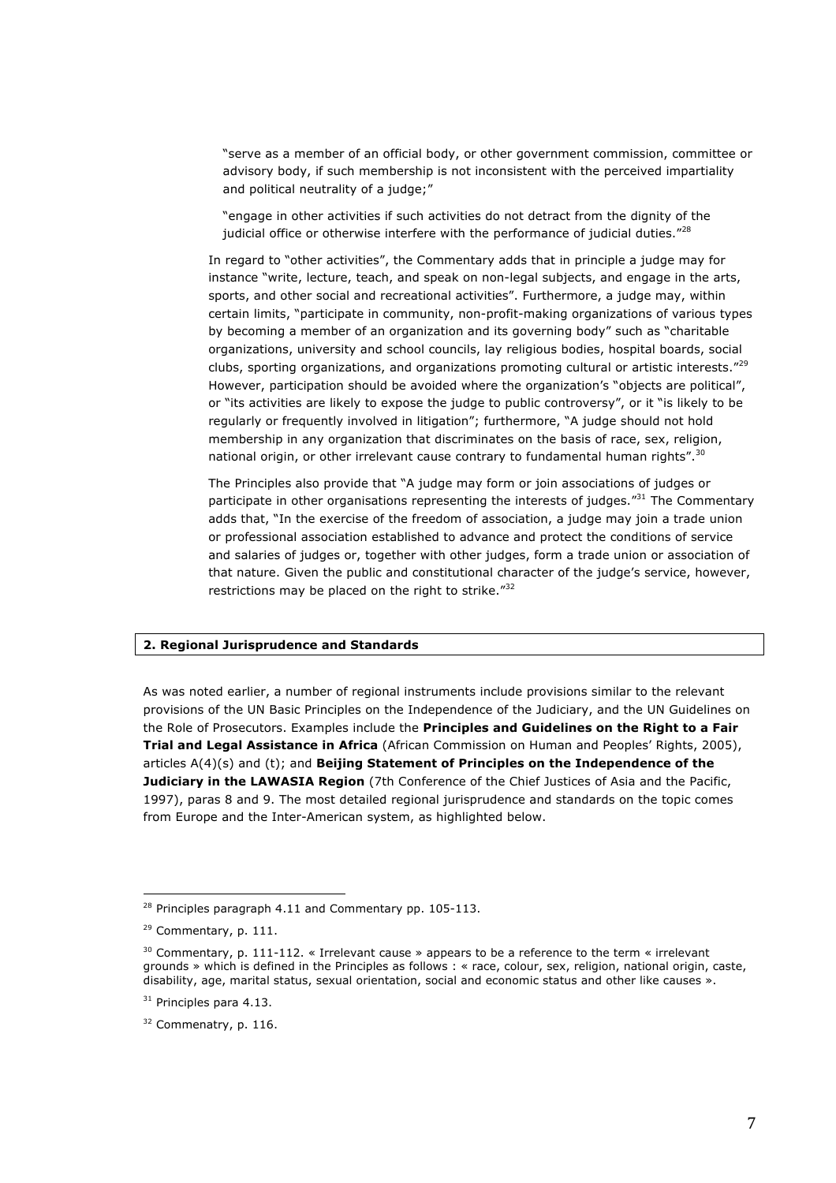"serve as a member of an official body, or other government commission, committee or advisory body, if such membership is not inconsistent with the perceived impartiality and political neutrality of a judge;"

"engage in other activities if such activities do not detract from the dignity of the judicial office or otherwise interfere with the performance of judicial duties."[28]

In regard to "other activities", the Commentary adds that in principle a judge may for instance "write, lecture, teach, and speak on non-legal subjects, and engage in the arts, sports, and other social and recreational activities". Furthermore, a judge may, within certain limits, "participate in community, non-profit-making organizations of various types by becoming a member of an organization and its governing body" such as "charitable organizations, university and school councils, lay religious bodies, hospital boards, social clubs, sporting organizations, and organizations promoting cultural or artistic interests."[29] However, participation should be avoided where the organization's "objects are political", or "its activities are likely to expose the judge to public controversy", or it "is likely to be regularly or frequently involved in litigation"; furthermore, "A judge should not hold membership in any organization that discriminates on the basis of race, sex, religion, national origin, or other irrelevant cause contrary to fundamental human rights".[30]

The Principles also provide that "A judge may form or join associations of judges or participate in other organisations representing the interests of judges."[31] The Commentary adds that, "In the exercise of the freedom of association, a judge may join a trade union or professional association established to advance and protect the conditions of service and salaries of judges or, together with other judges, form a trade union or association of that nature. Given the public and constitutional character of the judge's service, however, restrictions may be placed on the right to strike."[32]

## 2. Regional Jurisprudence and Standards

As was noted earlier, a number of regional instruments include provisions similar to the relevant provisions of the UN Basic Principles on the Independence of the Judiciary, and the UN Guidelines on the Role of Prosecutors. Examples include the **Principles and Guidelines on the Right to a Fair Trial and Legal Assistance in Africa** (African Commission on Human and Peoples' Rights, 2005), articles A(4)(s) and (t); and **Beijing Statement of Principles on the Independence of the Judiciary in the LAWASIA Region** (7th Conference of the Chief Justices of Asia and the Pacific, 1997), paras 8 and 9. The most detailed regional jurisprudence and standards on the topic comes from Europe and the Inter-American system, as highlighted below.

---

[28] Principles paragraph 4.11 and Commentary pp. 105-113.

[29] Commentary, p. 111.

[30] Commentary, p. 111-112. « Irrelevant cause » appears to be a reference to the term « irrelevant grounds » which is defined in the Principles as follows : « race, colour, sex, religion, national origin, caste, disability, age, marital status, sexual orientation, social and economic status and other like causes ».

[31] Principles para 4.13.

[32] Commenatry, p. 116.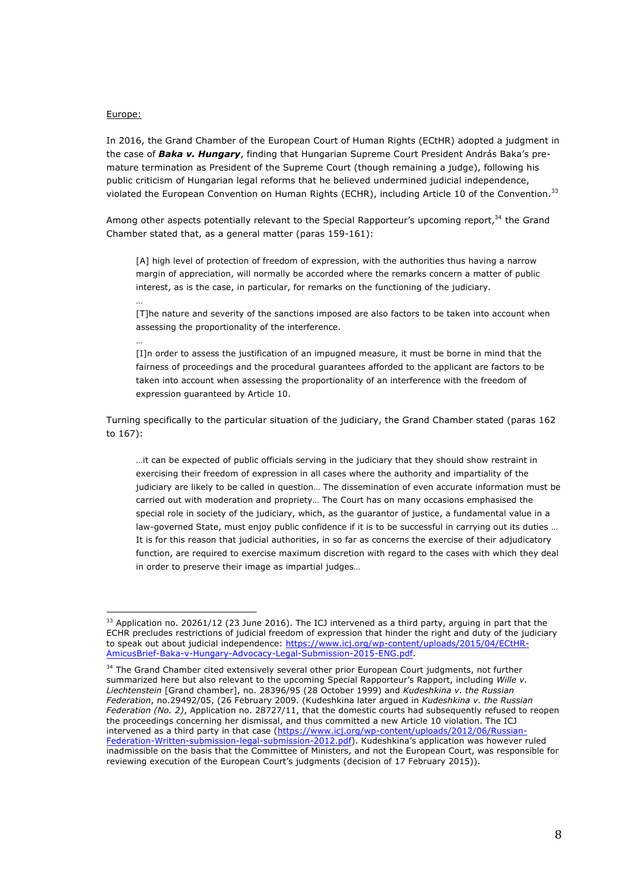Europe:

In 2016, the Grand Chamber of the European Court of Human Rights (ECtHR) adopted a judgment in the case of ***Baka v. Hungary***, finding that Hungarian Supreme Court President András Baka's pre-mature termination as President of the Supreme Court (though remaining a judge), following his public criticism of Hungarian legal reforms that he believed undermined judicial independence, violated the European Convention on Human Rights (ECHR), including Article 10 of the Convention.[33]

Among other aspects potentially relevant to the Special Rapporteur's upcoming report,[34] the Grand Chamber stated that, as a general matter (paras 159-161):

> [A] high level of protection of freedom of expression, with the authorities thus having a narrow margin of appreciation, will normally be accorded where the remarks concern a matter of public interest, as is the case, in particular, for remarks on the functioning of the judiciary.
>
> …
>
> [T]he nature and severity of the sanctions imposed are also factors to be taken into account when assessing the proportionality of the interference.
>
> …
>
> [I]n order to assess the justification of an impugned measure, it must be borne in mind that the fairness of proceedings and the procedural guarantees afforded to the applicant are factors to be taken into account when assessing the proportionality of an interference with the freedom of expression guaranteed by Article 10.

Turning specifically to the particular situation of the judiciary, the Grand Chamber stated (paras 162 to 167):

> …it can be expected of public officials serving in the judiciary that they should show restraint in exercising their freedom of expression in all cases where the authority and impartiality of the judiciary are likely to be called in question… The dissemination of even accurate information must be carried out with moderation and propriety… The Court has on many occasions emphasised the special role in society of the judiciary, which, as the guarantor of justice, a fundamental value in a law-governed State, must enjoy public confidence if it is to be successful in carrying out its duties … It is for this reason that judicial authorities, in so far as concerns the exercise of their adjudicatory function, are required to exercise maximum discretion with regard to the cases with which they deal in order to preserve their image as impartial judges…

---

[33] Application no. 20261/12 (23 June 2016). The ICJ intervened as a third party, arguing in part that the ECHR precludes restrictions of judicial freedom of expression that hinder the right and duty of the judiciary to speak out about judicial independence: https://www.icj.org/wp-content/uploads/2015/04/ECtHR-AmicusBrief-Baka-v-Hungary-Advocacy-Legal-Submission-2015-ENG.pdf.

[34] The Grand Chamber cited extensively several other prior European Court judgments, not further summarized here but also relevant to the upcoming Special Rapporteur's Rapport, including *Wille v. Liechtenstein* [Grand chamber], no. 28396/95 (28 October 1999) and *Kudeshkina v. the Russian Federation*, no.29492/05, (26 February 2009. (Kudeshkina later argued in *Kudeshkina v. the Russian Federation (No. 2)*, Application no. 28727/11, that the domestic courts had subsequently refused to reopen the proceedings concerning her dismissal, and thus committed a new Article 10 violation. The ICJ intervened as a third party in that case (https://www.icj.org/wp-content/uploads/2012/06/Russian-Federation-Written-submission-legal-submission-2012.pdf). Kudeshkina's application was however ruled inadmissible on the basis that the Committee of Ministers, and not the European Court, was responsible for reviewing execution of the European Court's judgments (decision of 17 February 2015)).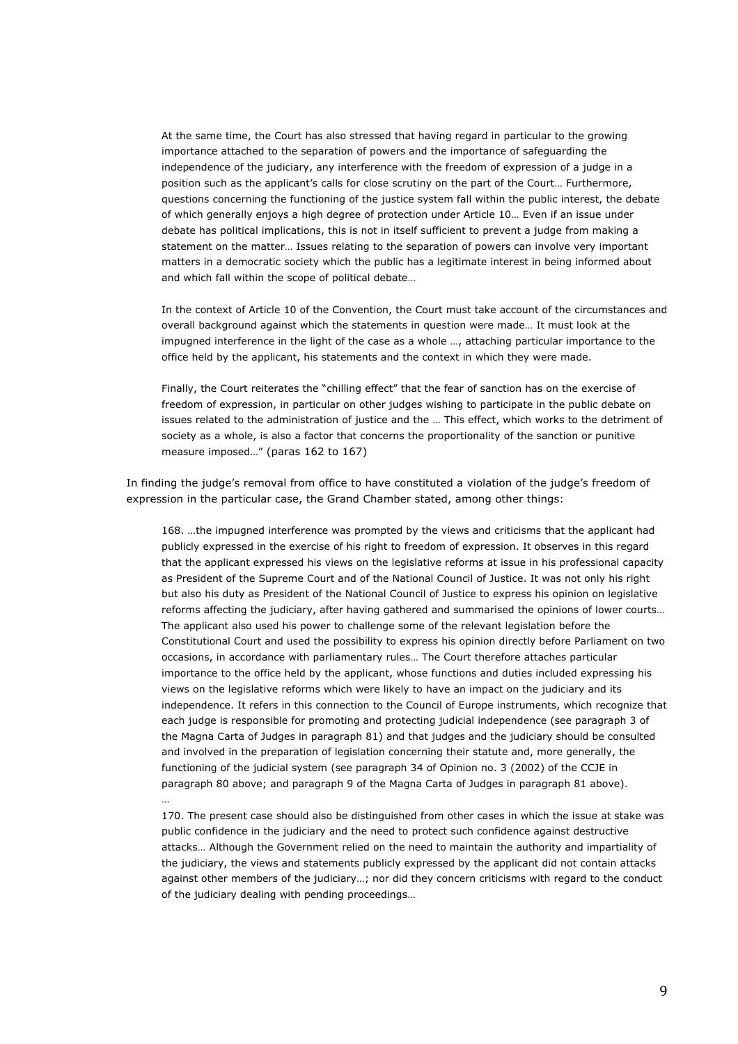> At the same time, the Court has also stressed that having regard in particular to the growing importance attached to the separation of powers and the importance of safeguarding the independence of the judiciary, any interference with the freedom of expression of a judge in a position such as the applicant's calls for close scrutiny on the part of the Court… Furthermore, questions concerning the functioning of the justice system fall within the public interest, the debate of which generally enjoys a high degree of protection under Article 10… Even if an issue under debate has political implications, this is not in itself sufficient to prevent a judge from making a statement on the matter… Issues relating to the separation of powers can involve very important matters in a democratic society which the public has a legitimate interest in being informed about and which fall within the scope of political debate…
>
> In the context of Article 10 of the Convention, the Court must take account of the circumstances and overall background against which the statements in question were made… It must look at the impugned interference in the light of the case as a whole …, attaching particular importance to the office held by the applicant, his statements and the context in which they were made.
>
> Finally, the Court reiterates the "chilling effect" that the fear of sanction has on the exercise of freedom of expression, in particular on other judges wishing to participate in the public debate on issues related to the administration of justice and the … This effect, which works to the detriment of society as a whole, is also a factor that concerns the proportionality of the sanction or punitive measure imposed…" (paras 162 to 167)

In finding the judge's removal from office to have constituted a violation of the judge's freedom of expression in the particular case, the Grand Chamber stated, among other things:

> 168. …the impugned interference was prompted by the views and criticisms that the applicant had publicly expressed in the exercise of his right to freedom of expression. It observes in this regard that the applicant expressed his views on the legislative reforms at issue in his professional capacity as President of the Supreme Court and of the National Council of Justice. It was not only his right but also his duty as President of the National Council of Justice to express his opinion on legislative reforms affecting the judiciary, after having gathered and summarised the opinions of lower courts… The applicant also used his power to challenge some of the relevant legislation before the Constitutional Court and used the possibility to express his opinion directly before Parliament on two occasions, in accordance with parliamentary rules… The Court therefore attaches particular importance to the office held by the applicant, whose functions and duties included expressing his views on the legislative reforms which were likely to have an impact on the judiciary and its independence. It refers in this connection to the Council of Europe instruments, which recognize that each judge is responsible for promoting and protecting judicial independence (see paragraph 3 of the Magna Carta of Judges in paragraph 81) and that judges and the judiciary should be consulted and involved in the preparation of legislation concerning their statute and, more generally, the functioning of the judicial system (see paragraph 34 of Opinion no. 3 (2002) of the CCJE in paragraph 80 above; and paragraph 9 of the Magna Carta of Judges in paragraph 81 above).
>
> …
>
> 170. The present case should also be distinguished from other cases in which the issue at stake was public confidence in the judiciary and the need to protect such confidence against destructive attacks… Although the Government relied on the need to maintain the authority and impartiality of the judiciary, the views and statements publicly expressed by the applicant did not contain attacks against other members of the judiciary…; nor did they concern criticisms with regard to the conduct of the judiciary dealing with pending proceedings…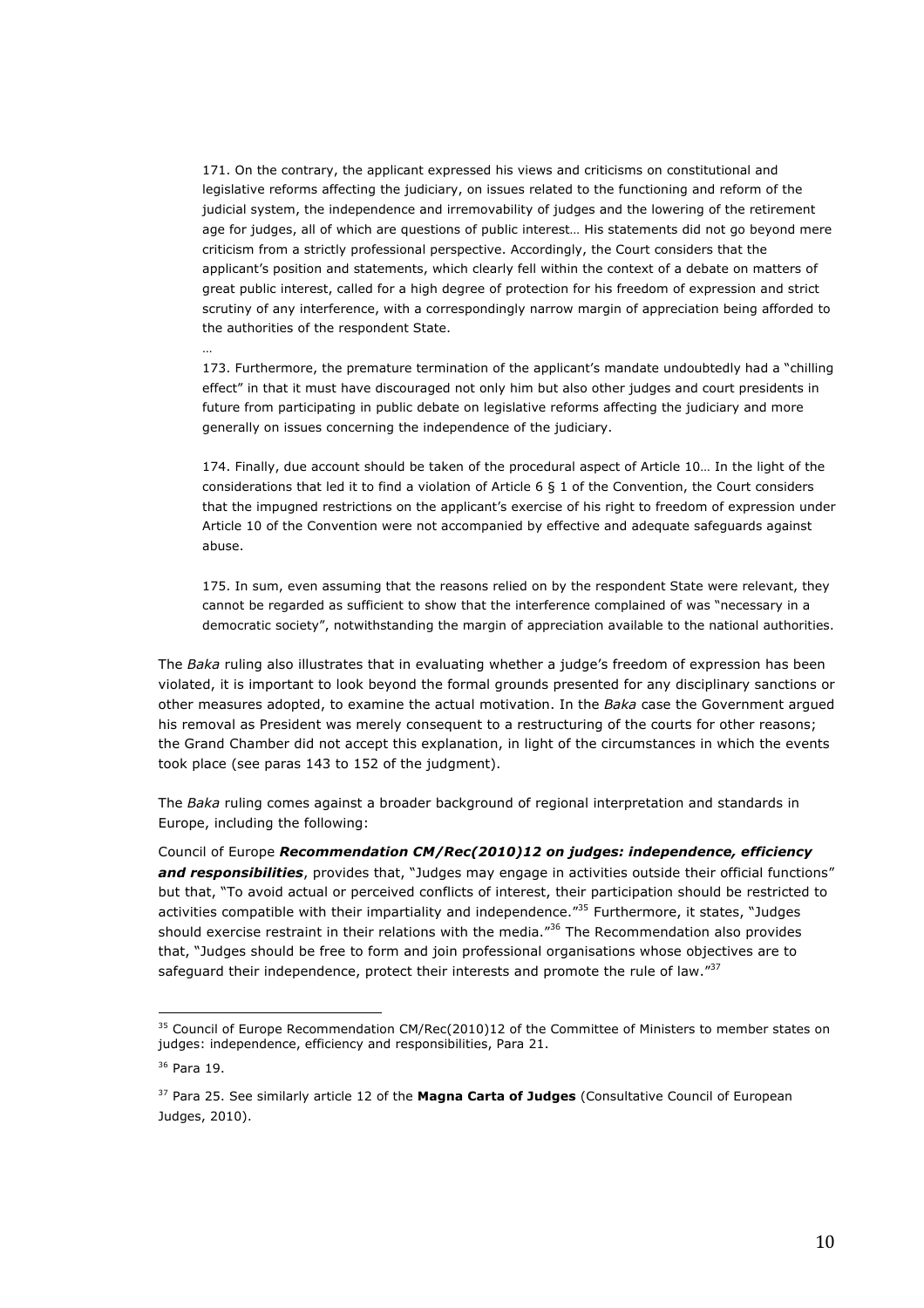> 171. On the contrary, the applicant expressed his views and criticisms on constitutional and legislative reforms affecting the judiciary, on issues related to the functioning and reform of the judicial system, the independence and irremovability of judges and the lowering of the retirement age for judges, all of which are questions of public interest… His statements did not go beyond mere criticism from a strictly professional perspective. Accordingly, the Court considers that the applicant's position and statements, which clearly fell within the context of a debate on matters of great public interest, called for a high degree of protection for his freedom of expression and strict scrutiny of any interference, with a correspondingly narrow margin of appreciation being afforded to the authorities of the respondent State.
>
> …
>
> 173. Furthermore, the premature termination of the applicant's mandate undoubtedly had a "chilling effect" in that it must have discouraged not only him but also other judges and court presidents in future from participating in public debate on legislative reforms affecting the judiciary and more generally on issues concerning the independence of the judiciary.
>
> 174. Finally, due account should be taken of the procedural aspect of Article 10… In the light of the considerations that led it to find a violation of Article 6 § 1 of the Convention, the Court considers that the impugned restrictions on the applicant's exercise of his right to freedom of expression under Article 10 of the Convention were not accompanied by effective and adequate safeguards against abuse.
>
> 175. In sum, even assuming that the reasons relied on by the respondent State were relevant, they cannot be regarded as sufficient to show that the interference complained of was "necessary in a democratic society", notwithstanding the margin of appreciation available to the national authorities.

The *Baka* ruling also illustrates that in evaluating whether a judge's freedom of expression has been violated, it is important to look beyond the formal grounds presented for any disciplinary sanctions or other measures adopted, to examine the actual motivation. In the *Baka* case the Government argued his removal as President was merely consequent to a restructuring of the courts for other reasons; the Grand Chamber did not accept this explanation, in light of the circumstances in which the events took place (see paras 143 to 152 of the judgment).

The *Baka* ruling comes against a broader background of regional interpretation and standards in Europe, including the following:

Council of Europe ***Recommendation CM/Rec(2010)12 on judges: independence, efficiency and responsibilities***, provides that, "Judges may engage in activities outside their official functions" but that, "To avoid actual or perceived conflicts of interest, their participation should be restricted to activities compatible with their impartiality and independence."[35] Furthermore, it states, "Judges should exercise restraint in their relations with the media."[36] The Recommendation also provides that, "Judges should be free to form and join professional organisations whose objectives are to safeguard their independence, protect their interests and promote the rule of law."[37]

---

[35] Council of Europe Recommendation CM/Rec(2010)12 of the Committee of Ministers to member states on judges: independence, efficiency and responsibilities, Para 21.

[36] Para 19.

[37] Para 25. See similarly article 12 of the **Magna Carta of Judges** (Consultative Council of European Judges, 2010).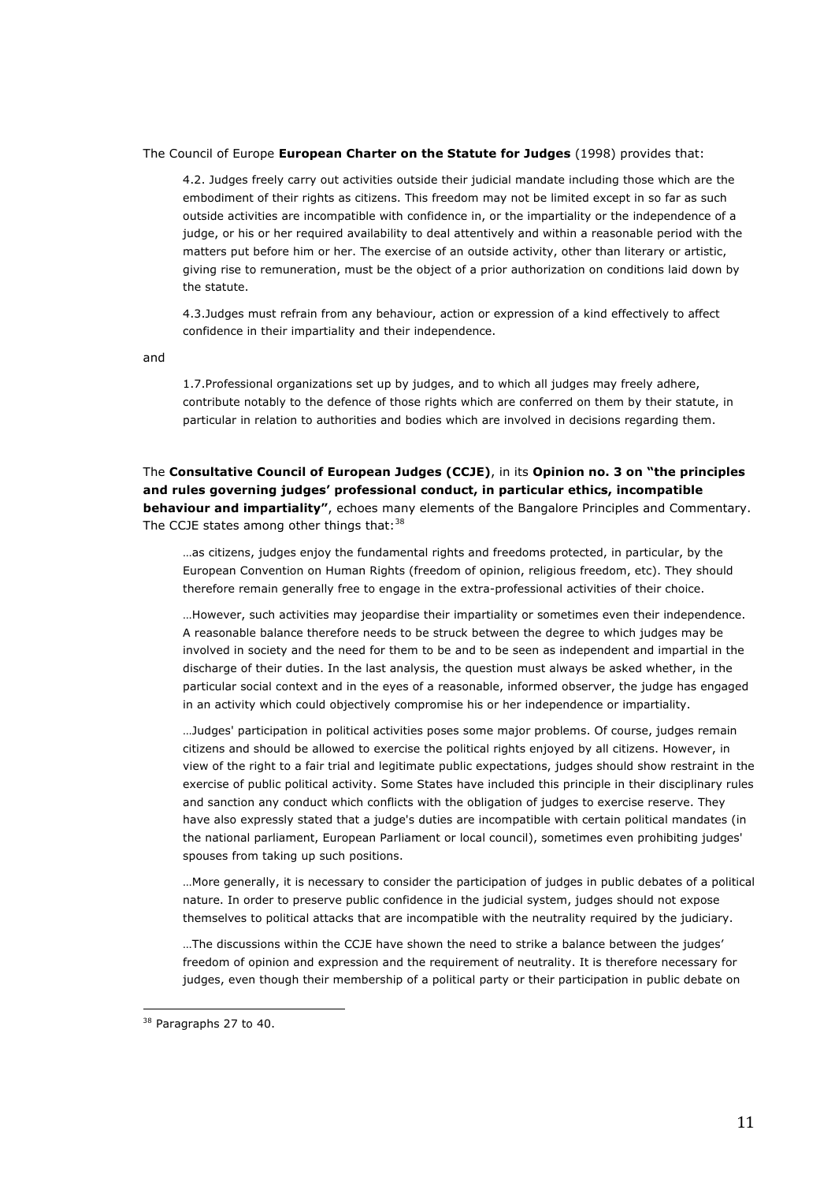The Council of Europe **European Charter on the Statute for Judges** (1998) provides that:

> 4.2. Judges freely carry out activities outside their judicial mandate including those which are the embodiment of their rights as citizens. This freedom may not be limited except in so far as such outside activities are incompatible with confidence in, or the impartiality or the independence of a judge, or his or her required availability to deal attentively and within a reasonable period with the matters put before him or her. The exercise of an outside activity, other than literary or artistic, giving rise to remuneration, must be the object of a prior authorization on conditions laid down by the statute.
>
> 4.3.Judges must refrain from any behaviour, action or expression of a kind effectively to affect confidence in their impartiality and their independence.

and

> 1.7.Professional organizations set up by judges, and to which all judges may freely adhere, contribute notably to the defence of those rights which are conferred on them by their statute, in particular in relation to authorities and bodies which are involved in decisions regarding them.

The **Consultative Council of European Judges (CCJE)**, in its **Opinion no. 3 on "the principles and rules governing judges' professional conduct, in particular ethics, incompatible behaviour and impartiality"**, echoes many elements of the Bangalore Principles and Commentary. The CCJE states among other things that:[38]

> …as citizens, judges enjoy the fundamental rights and freedoms protected, in particular, by the European Convention on Human Rights (freedom of opinion, religious freedom, etc). They should therefore remain generally free to engage in the extra-professional activities of their choice.
>
> …However, such activities may jeopardise their impartiality or sometimes even their independence. A reasonable balance therefore needs to be struck between the degree to which judges may be involved in society and the need for them to be and to be seen as independent and impartial in the discharge of their duties. In the last analysis, the question must always be asked whether, in the particular social context and in the eyes of a reasonable, informed observer, the judge has engaged in an activity which could objectively compromise his or her independence or impartiality.
>
> …Judges' participation in political activities poses some major problems. Of course, judges remain citizens and should be allowed to exercise the political rights enjoyed by all citizens. However, in view of the right to a fair trial and legitimate public expectations, judges should show restraint in the exercise of public political activity. Some States have included this principle in their disciplinary rules and sanction any conduct which conflicts with the obligation of judges to exercise reserve. They have also expressly stated that a judge's duties are incompatible with certain political mandates (in the national parliament, European Parliament or local council), sometimes even prohibiting judges' spouses from taking up such positions.
>
> …More generally, it is necessary to consider the participation of judges in public debates of a political nature. In order to preserve public confidence in the judicial system, judges should not expose themselves to political attacks that are incompatible with the neutrality required by the judiciary.
>
> …The discussions within the CCJE have shown the need to strike a balance between the judges' freedom of opinion and expression and the requirement of neutrality. It is therefore necessary for judges, even though their membership of a political party or their participation in public debate on

---

[38] Paragraphs 27 to 40.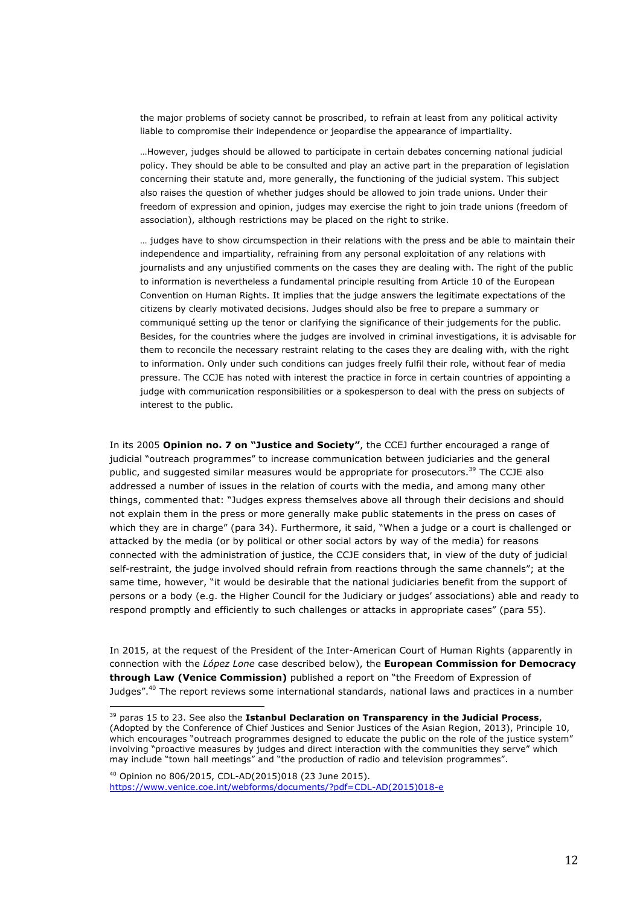> the major problems of society cannot be proscribed, to refrain at least from any political activity liable to compromise their independence or jeopardise the appearance of impartiality.
>
> …However, judges should be allowed to participate in certain debates concerning national judicial policy. They should be able to be consulted and play an active part in the preparation of legislation concerning their statute and, more generally, the functioning of the judicial system. This subject also raises the question of whether judges should be allowed to join trade unions. Under their freedom of expression and opinion, judges may exercise the right to join trade unions (freedom of association), although restrictions may be placed on the right to strike.
>
> … judges have to show circumspection in their relations with the press and be able to maintain their independence and impartiality, refraining from any personal exploitation of any relations with journalists and any unjustified comments on the cases they are dealing with. The right of the public to information is nevertheless a fundamental principle resulting from Article 10 of the European Convention on Human Rights. It implies that the judge answers the legitimate expectations of the citizens by clearly motivated decisions. Judges should also be free to prepare a summary or communiqué setting up the tenor or clarifying the significance of their judgements for the public. Besides, for the countries where the judges are involved in criminal investigations, it is advisable for them to reconcile the necessary restraint relating to the cases they are dealing with, with the right to information. Only under such conditions can judges freely fulfil their role, without fear of media pressure. The CCJE has noted with interest the practice in force in certain countries of appointing a judge with communication responsibilities or a spokesperson to deal with the press on subjects of interest to the public.

In its 2005 **Opinion no. 7 on "Justice and Society"**, the CCEJ further encouraged a range of judicial "outreach programmes" to increase communication between judiciaries and the general public, and suggested similar measures would be appropriate for prosecutors.[39] The CCJE also addressed a number of issues in the relation of courts with the media, and among many other things, commented that: "Judges express themselves above all through their decisions and should not explain them in the press or more generally make public statements in the press on cases of which they are in charge" (para 34). Furthermore, it said, "When a judge or a court is challenged or attacked by the media (or by political or other social actors by way of the media) for reasons connected with the administration of justice, the CCJE considers that, in view of the duty of judicial self-restraint, the judge involved should refrain from reactions through the same channels"; at the same time, however, "it would be desirable that the national judiciaries benefit from the support of persons or a body (e.g. the Higher Council for the Judiciary or judges' associations) able and ready to respond promptly and efficiently to such challenges or attacks in appropriate cases" (para 55).

In 2015, at the request of the President of the Inter-American Court of Human Rights (apparently in connection with the *López Lone* case described below), the **European Commission for Democracy through Law (Venice Commission)** published a report on "the Freedom of Expression of Judges".[40] The report reviews some international standards, national laws and practices in a number

---

[39] paras 15 to 23. See also the **Istanbul Declaration on Transparency in the Judicial Process**, (Adopted by the Conference of Chief Justices and Senior Justices of the Asian Region, 2013), Principle 10, which encourages "outreach programmes designed to educate the public on the role of the justice system" involving "proactive measures by judges and direct interaction with the communities they serve" which may include "town hall meetings" and "the production of radio and television programmes".

[40] Opinion no 806/2015, CDL-AD(2015)018 (23 June 2015). https://www.venice.coe.int/webforms/documents/?pdf=CDL-AD(2015)018-e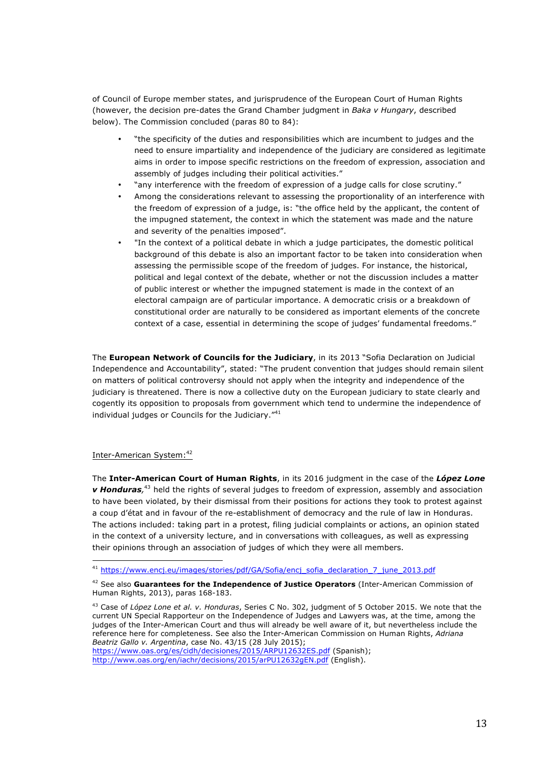of Council of Europe member states, and jurisprudence of the European Court of Human Rights (however, the decision pre-dates the Grand Chamber judgment in *Baka v Hungary*, described below). The Commission concluded (paras 80 to 84):

- "the specificity of the duties and responsibilities which are incumbent to judges and the need to ensure impartiality and independence of the judiciary are considered as legitimate aims in order to impose specific restrictions on the freedom of expression, association and assembly of judges including their political activities."
- "any interference with the freedom of expression of a judge calls for close scrutiny."
- Among the considerations relevant to assessing the proportionality of an interference with the freedom of expression of a judge, is: "the office held by the applicant, the content of the impugned statement, the context in which the statement was made and the nature and severity of the penalties imposed".
- "In the context of a political debate in which a judge participates, the domestic political background of this debate is also an important factor to be taken into consideration when assessing the permissible scope of the freedom of judges. For instance, the historical, political and legal context of the debate, whether or not the discussion includes a matter of public interest or whether the impugned statement is made in the context of an electoral campaign are of particular importance. A democratic crisis or a breakdown of constitutional order are naturally to be considered as important elements of the concrete context of a case, essential in determining the scope of judges' fundamental freedoms."

The **European Network of Councils for the Judiciary**, in its 2013 "Sofia Declaration on Judicial Independence and Accountability", stated: "The prudent convention that judges should remain silent on matters of political controversy should not apply when the integrity and independence of the judiciary is threatened. There is now a collective duty on the European judiciary to state clearly and cogently its opposition to proposals from government which tend to undermine the independence of individual judges or Councils for the Judiciary."[41]

Inter-American System:[42]

The **Inter-American Court of Human Rights**, in its 2016 judgment in the case of the ***López Lone v Honduras***,[43] held the rights of several judges to freedom of expression, assembly and association to have been violated, by their dismissal from their positions for actions they took to protest against a coup d'état and in favour of the re-establishment of democracy and the rule of law in Honduras. The actions included: taking part in a protest, filing judicial complaints or actions, an opinion stated in the context of a university lecture, and in conversations with colleagues, as well as expressing their opinions through an association of judges of which they were all members.

---

[41] https://www.encj.eu/images/stories/pdf/GA/Sofia/encj_sofia_declaration_7_june_2013.pdf

[42] See also **Guarantees for the Independence of Justice Operators** (Inter-American Commission of Human Rights, 2013), paras 168-183.

[43] Case of *López Lone et al. v. Honduras*, Series C No. 302, judgment of 5 October 2015. We note that the current UN Special Rapporteur on the Independence of Judges and Lawyers was, at the time, among the judges of the Inter-American Court and thus will already be well aware of it, but nevertheless include the reference here for completeness. See also the Inter-American Commission on Human Rights, *Adriana Beatriz Gallo v. Argentina*, case No. 43/15 (28 July 2015); https://www.oas.org/es/cidh/decisiones/2015/ARPU12632ES.pdf (Spanish); http://www.oas.org/en/iachr/decisions/2015/arPU12632gEN.pdf (English).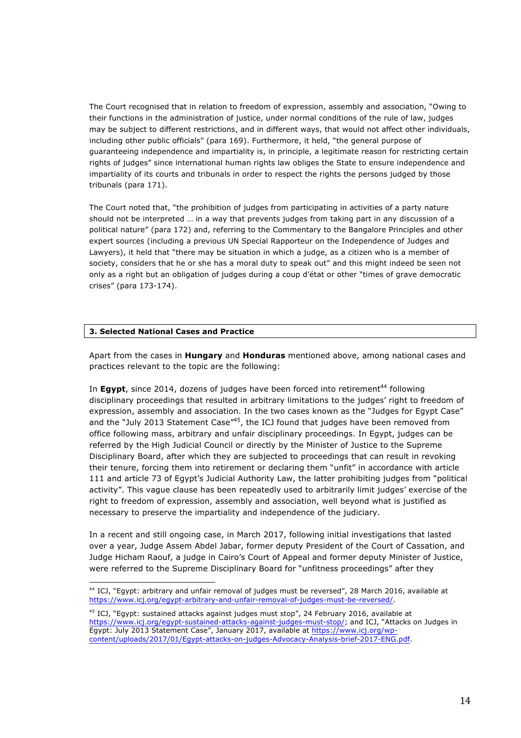The Court recognised that in relation to freedom of expression, assembly and association, "Owing to their functions in the administration of justice, under normal conditions of the rule of law, judges may be subject to different restrictions, and in different ways, that would not affect other individuals, including other public officials" (para 169). Furthermore, it held, "the general purpose of guaranteeing independence and impartiality is, in principle, a legitimate reason for restricting certain rights of judges" since international human rights law obliges the State to ensure independence and impartiality of its courts and tribunals in order to respect the rights the persons judged by those tribunals (para 171).

The Court noted that, "the prohibition of judges from participating in activities of a party nature should not be interpreted … in a way that prevents judges from taking part in any discussion of a political nature" (para 172) and, referring to the Commentary to the Bangalore Principles and other expert sources (including a previous UN Special Rapporteur on the Independence of Judges and Lawyers), it held that "there may be situation in which a judge, as a citizen who is a member of society, considers that he or she has a moral duty to speak out" and this might indeed be seen not only as a right but an obligation of judges during a coup d'état or other "times of grave democratic crises" (para 173-174).

## 3. Selected National Cases and Practice

Apart from the cases in **Hungary** and **Honduras** mentioned above, among national cases and practices relevant to the topic are the following:

In **Egypt**, since 2014, dozens of judges have been forced into retirement[44] following disciplinary proceedings that resulted in arbitrary limitations to the judges' right to freedom of expression, assembly and association. In the two cases known as the "Judges for Egypt Case" and the "July 2013 Statement Case"[45], the ICJ found that judges have been removed from office following mass, arbitrary and unfair disciplinary proceedings. In Egypt, judges can be referred by the High Judicial Council or directly by the Minister of Justice to the Supreme Disciplinary Board, after which they are subjected to proceedings that can result in revoking their tenure, forcing them into retirement or declaring them "unfit" in accordance with article 111 and article 73 of Egypt's Judicial Authority Law, the latter prohibiting judges from "political activity". This vague clause has been repeatedly used to arbitrarily limit judges' exercise of the right to freedom of expression, assembly and association, well beyond what is justified as necessary to preserve the impartiality and independence of the judiciary.

In a recent and still ongoing case, in March 2017, following initial investigations that lasted over a year, Judge Assem Abdel Jabar, former deputy President of the Court of Cassation, and Judge Hicham Raouf, a judge in Cairo's Court of Appeal and former deputy Minister of Justice, were referred to the Supreme Disciplinary Board for "unfitness proceedings" after they

---

[44] ICJ, "Egypt: arbitrary and unfair removal of judges must be reversed", 28 March 2016, available at https://www.icj.org/egypt-arbitrary-and-unfair-removal-of-judges-must-be-reversed/.

[45] ICJ, "Egypt: sustained attacks against judges must stop", 24 February 2016, available at https://www.icj.org/egypt-sustained-attacks-against-judges-must-stop/; and ICJ, "Attacks on Judges in Egypt: July 2013 Statement Case", January 2017, available at https://www.icj.org/wp-content/uploads/2017/01/Egypt-attacks-on-judges-Advocacy-Analysis-brief-2017-ENG.pdf.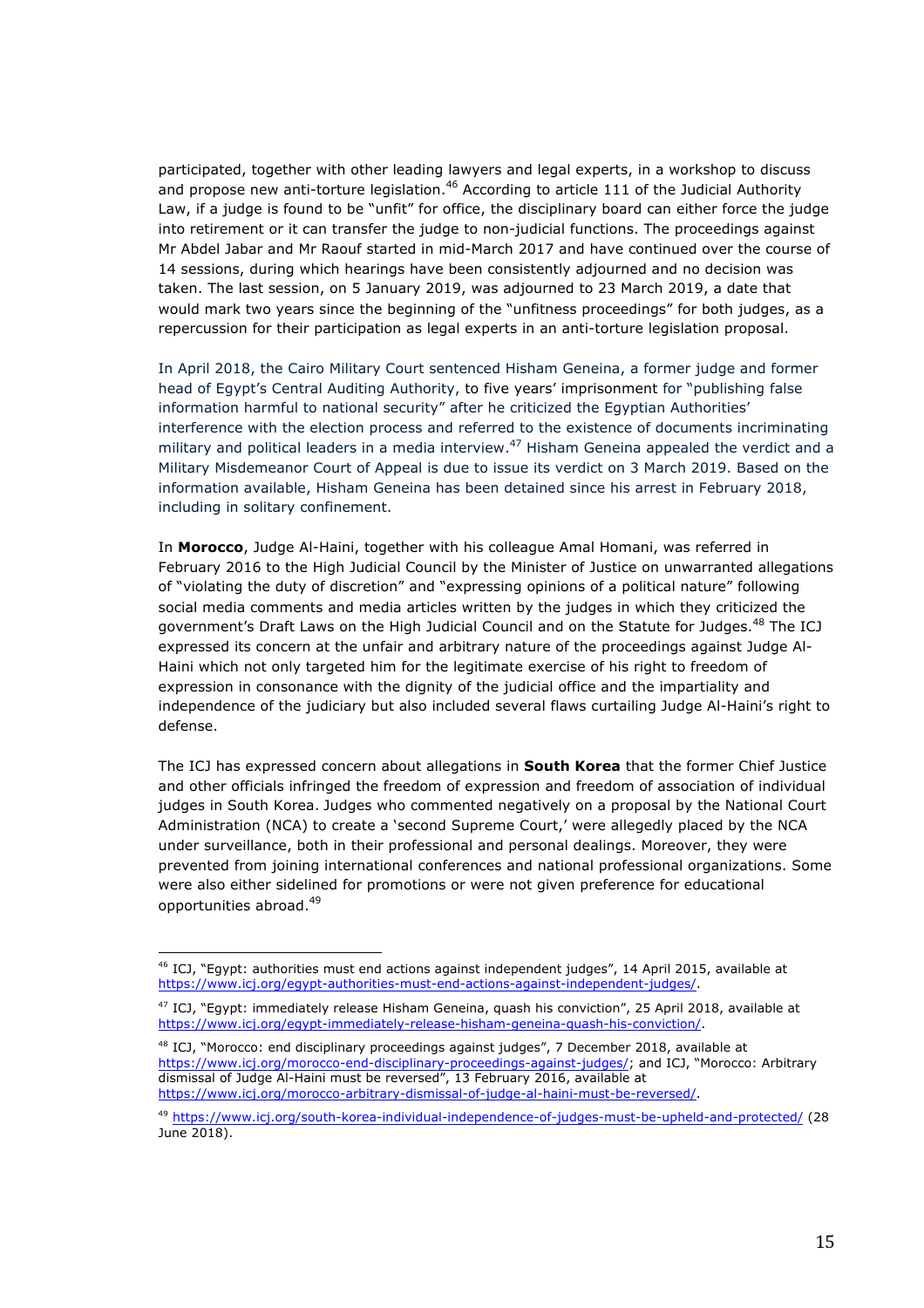participated, together with other leading lawyers and legal experts, in a workshop to discuss and propose new anti-torture legislation.[46] According to article 111 of the Judicial Authority Law, if a judge is found to be "unfit" for office, the disciplinary board can either force the judge into retirement or it can transfer the judge to non-judicial functions. The proceedings against Mr Abdel Jabar and Mr Raouf started in mid-March 2017 and have continued over the course of 14 sessions, during which hearings have been consistently adjourned and no decision was taken. The last session, on 5 January 2019, was adjourned to 23 March 2019, a date that would mark two years since the beginning of the "unfitness proceedings" for both judges, as a repercussion for their participation as legal experts in an anti-torture legislation proposal.

In April 2018, the Cairo Military Court sentenced Hisham Geneina, a former judge and former head of Egypt's Central Auditing Authority, to five years' imprisonment for "publishing false information harmful to national security" after he criticized the Egyptian Authorities' interference with the election process and referred to the existence of documents incriminating military and political leaders in a media interview.[47] Hisham Geneina appealed the verdict and a Military Misdemeanor Court of Appeal is due to issue its verdict on 3 March 2019. Based on the information available, Hisham Geneina has been detained since his arrest in February 2018, including in solitary confinement.

In **Morocco**, Judge Al-Haini, together with his colleague Amal Homani, was referred in February 2016 to the High Judicial Council by the Minister of Justice on unwarranted allegations of "violating the duty of discretion" and "expressing opinions of a political nature" following social media comments and media articles written by the judges in which they criticized the government's Draft Laws on the High Judicial Council and on the Statute for Judges.[48] The ICJ expressed its concern at the unfair and arbitrary nature of the proceedings against Judge Al-Haini which not only targeted him for the legitimate exercise of his right to freedom of expression in consonance with the dignity of the judicial office and the impartiality and independence of the judiciary but also included several flaws curtailing Judge Al-Haini's right to defense.

The ICJ has expressed concern about allegations in **South Korea** that the former Chief Justice and other officials infringed the freedom of expression and freedom of association of individual judges in South Korea. Judges who commented negatively on a proposal by the National Court Administration (NCA) to create a 'second Supreme Court,' were allegedly placed by the NCA under surveillance, both in their professional and personal dealings. Moreover, they were prevented from joining international conferences and national professional organizations. Some were also either sidelined for promotions or were not given preference for educational opportunities abroad.[49]

---

[46] ICJ, "Egypt: authorities must end actions against independent judges", 14 April 2015, available at https://www.icj.org/egypt-authorities-must-end-actions-against-independent-judges/.

[47] ICJ, "Egypt: immediately release Hisham Geneina, quash his conviction", 25 April 2018, available at https://www.icj.org/egypt-immediately-release-hisham-geneina-quash-his-conviction/.

[48] ICJ, "Morocco: end disciplinary proceedings against judges", 7 December 2018, available at https://www.icj.org/morocco-end-disciplinary-proceedings-against-judges/; and ICJ, "Morocco: Arbitrary dismissal of Judge Al-Haini must be reversed", 13 February 2016, available at https://www.icj.org/morocco-arbitrary-dismissal-of-judge-al-haini-must-be-reversed/.

[49] https://www.icj.org/south-korea-individual-independence-of-judges-must-be-upheld-and-protected/ (28 June 2018).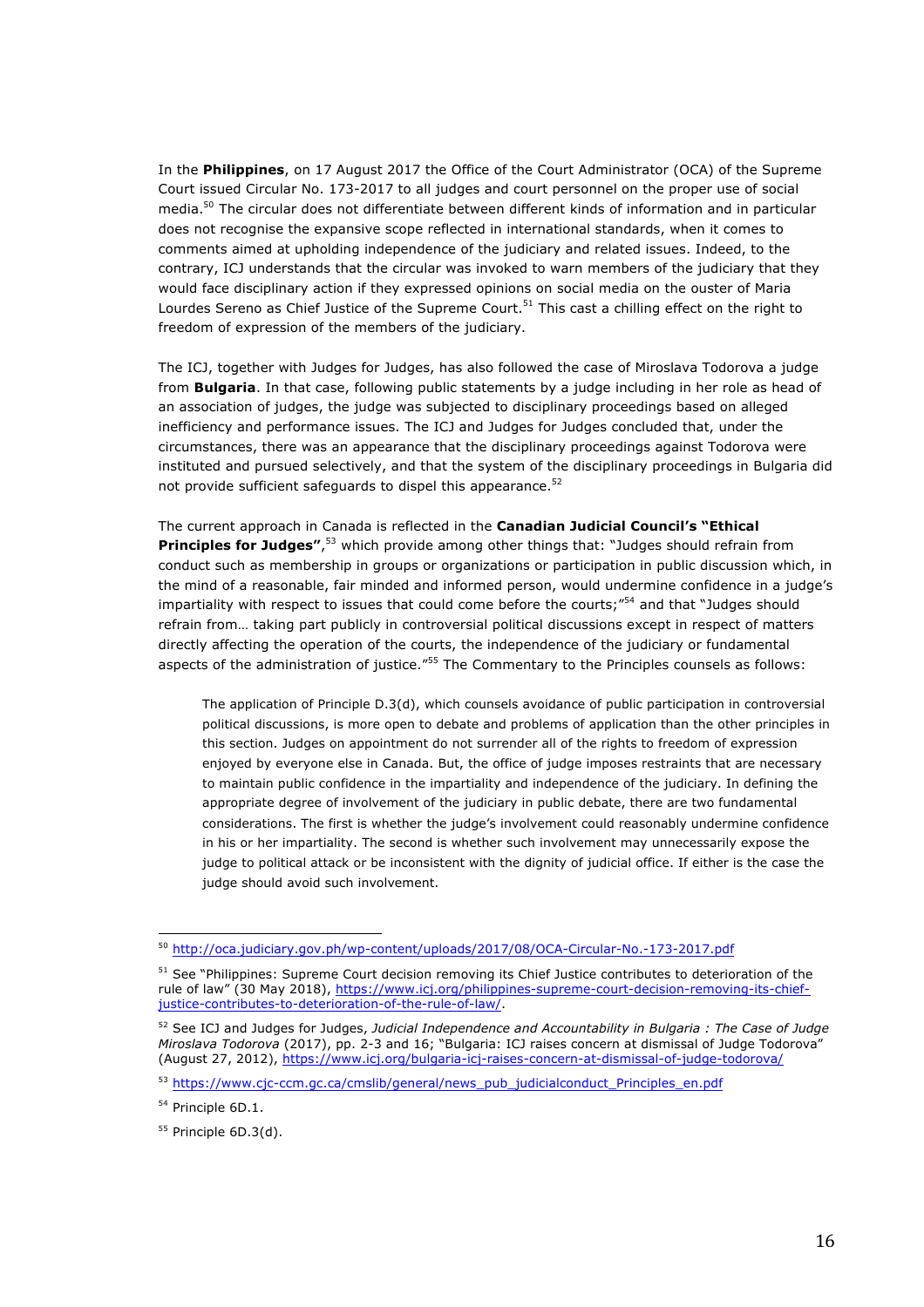In the **Philippines**, on 17 August 2017 the Office of the Court Administrator (OCA) of the Supreme Court issued Circular No. 173-2017 to all judges and court personnel on the proper use of social media.[50] The circular does not differentiate between different kinds of information and in particular does not recognise the expansive scope reflected in international standards, when it comes to comments aimed at upholding independence of the judiciary and related issues. Indeed, to the contrary, ICJ understands that the circular was invoked to warn members of the judiciary that they would face disciplinary action if they expressed opinions on social media on the ouster of Maria Lourdes Sereno as Chief Justice of the Supreme Court.[51] This cast a chilling effect on the right to freedom of expression of the members of the judiciary.

The ICJ, together with Judges for Judges, has also followed the case of Miroslava Todorova a judge from **Bulgaria**. In that case, following public statements by a judge including in her role as head of an association of judges, the judge was subjected to disciplinary proceedings based on alleged inefficiency and performance issues. The ICJ and Judges for Judges concluded that, under the circumstances, there was an appearance that the disciplinary proceedings against Todorova were instituted and pursued selectively, and that the system of the disciplinary proceedings in Bulgaria did not provide sufficient safeguards to dispel this appearance.[52]

The current approach in Canada is reflected in the **Canadian Judicial Council's "Ethical Principles for Judges"**,[53] which provide among other things that: "Judges should refrain from conduct such as membership in groups or organizations or participation in public discussion which, in the mind of a reasonable, fair minded and informed person, would undermine confidence in a judge's impartiality with respect to issues that could come before the courts;"[54] and that "Judges should refrain from… taking part publicly in controversial political discussions except in respect of matters directly affecting the operation of the courts, the independence of the judiciary or fundamental aspects of the administration of justice."[55] The Commentary to the Principles counsels as follows:

> The application of Principle D.3(d), which counsels avoidance of public participation in controversial political discussions, is more open to debate and problems of application than the other principles in this section. Judges on appointment do not surrender all of the rights to freedom of expression enjoyed by everyone else in Canada. But, the office of judge imposes restraints that are necessary to maintain public confidence in the impartiality and independence of the judiciary. In defining the appropriate degree of involvement of the judiciary in public debate, there are two fundamental considerations. The first is whether the judge's involvement could reasonably undermine confidence in his or her impartiality. The second is whether such involvement may unnecessarily expose the judge to political attack or be inconsistent with the dignity of judicial office. If either is the case the judge should avoid such involvement.

---

[50] http://oca.judiciary.gov.ph/wp-content/uploads/2017/08/OCA-Circular-No.-173-2017.pdf

[51] See "Philippines: Supreme Court decision removing its Chief Justice contributes to deterioration of the rule of law" (30 May 2018), https://www.icj.org/philippines-supreme-court-decision-removing-its-chief-justice-contributes-to-deterioration-of-the-rule-of-law/.

[52] See ICJ and Judges for Judges, *Judicial Independence and Accountability in Bulgaria : The Case of Judge Miroslava Todorova* (2017), pp. 2-3 and 16; "Bulgaria: ICJ raises concern at dismissal of Judge Todorova" (August 27, 2012), https://www.icj.org/bulgaria-icj-raises-concern-at-dismissal-of-judge-todorova/

[53] https://www.cjc-ccm.gc.ca/cmslib/general/news_pub_judicialconduct_Principles_en.pdf

[54] Principle 6D.1.

[55] Principle 6D.3(d).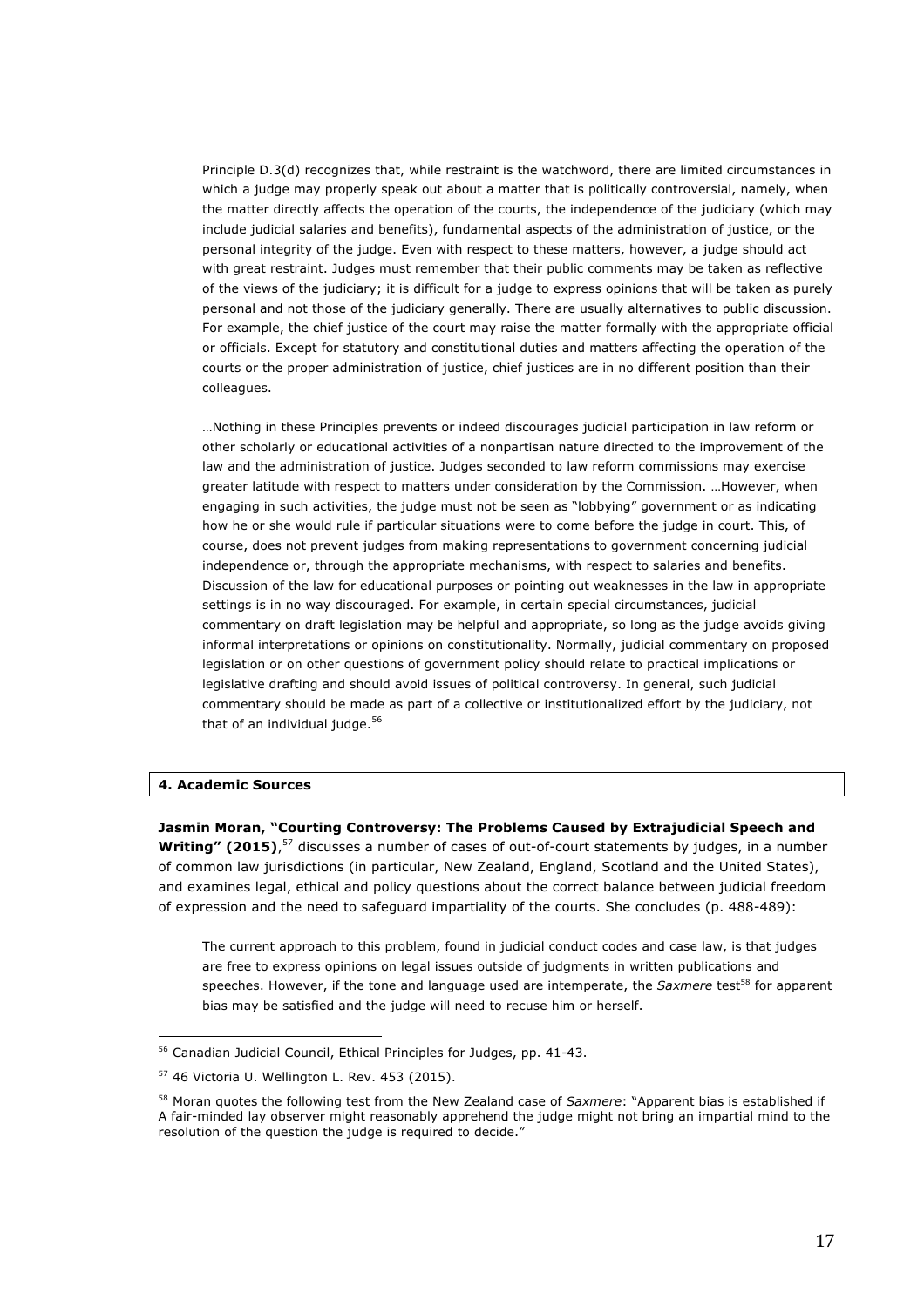> Principle D.3(d) recognizes that, while restraint is the watchword, there are limited circumstances in which a judge may properly speak out about a matter that is politically controversial, namely, when the matter directly affects the operation of the courts, the independence of the judiciary (which may include judicial salaries and benefits), fundamental aspects of the administration of justice, or the personal integrity of the judge. Even with respect to these matters, however, a judge should act with great restraint. Judges must remember that their public comments may be taken as reflective of the views of the judiciary; it is difficult for a judge to express opinions that will be taken as purely personal and not those of the judiciary generally. There are usually alternatives to public discussion. For example, the chief justice of the court may raise the matter formally with the appropriate official or officials. Except for statutory and constitutional duties and matters affecting the operation of the courts or the proper administration of justice, chief justices are in no different position than their colleagues.
>
> …Nothing in these Principles prevents or indeed discourages judicial participation in law reform or other scholarly or educational activities of a nonpartisan nature directed to the improvement of the law and the administration of justice. Judges seconded to law reform commissions may exercise greater latitude with respect to matters under consideration by the Commission. …However, when engaging in such activities, the judge must not be seen as "lobbying" government or as indicating how he or she would rule if particular situations were to come before the judge in court. This, of course, does not prevent judges from making representations to government concerning judicial independence or, through the appropriate mechanisms, with respect to salaries and benefits. Discussion of the law for educational purposes or pointing out weaknesses in the law in appropriate settings is in no way discouraged. For example, in certain special circumstances, judicial commentary on draft legislation may be helpful and appropriate, so long as the judge avoids giving informal interpretations or opinions on constitutionality. Normally, judicial commentary on proposed legislation or on other questions of government policy should relate to practical implications or legislative drafting and should avoid issues of political controversy. In general, such judicial commentary should be made as part of a collective or institutionalized effort by the judiciary, not that of an individual judge.[56]

## 4. Academic Sources

**Jasmin Moran, "Courting Controversy: The Problems Caused by Extrajudicial Speech and Writing" (2015)**,[57] discusses a number of cases of out-of-court statements by judges, in a number of common law jurisdictions (in particular, New Zealand, England, Scotland and the United States), and examines legal, ethical and policy questions about the correct balance between judicial freedom of expression and the need to safeguard impartiality of the courts. She concludes (p. 488-489):

> The current approach to this problem, found in judicial conduct codes and case law, is that judges are free to express opinions on legal issues outside of judgments in written publications and speeches. However, if the tone and language used are intemperate, the *Saxmere* test[58] for apparent bias may be satisfied and the judge will need to recuse him or herself.

---

[56] Canadian Judicial Council, Ethical Principles for Judges, pp. 41-43.

[57] 46 Victoria U. Wellington L. Rev. 453 (2015).

[58] Moran quotes the following test from the New Zealand case of *Saxmere*: "Apparent bias is established if A fair-minded lay observer might reasonably apprehend the judge might not bring an impartial mind to the resolution of the question the judge is required to decide."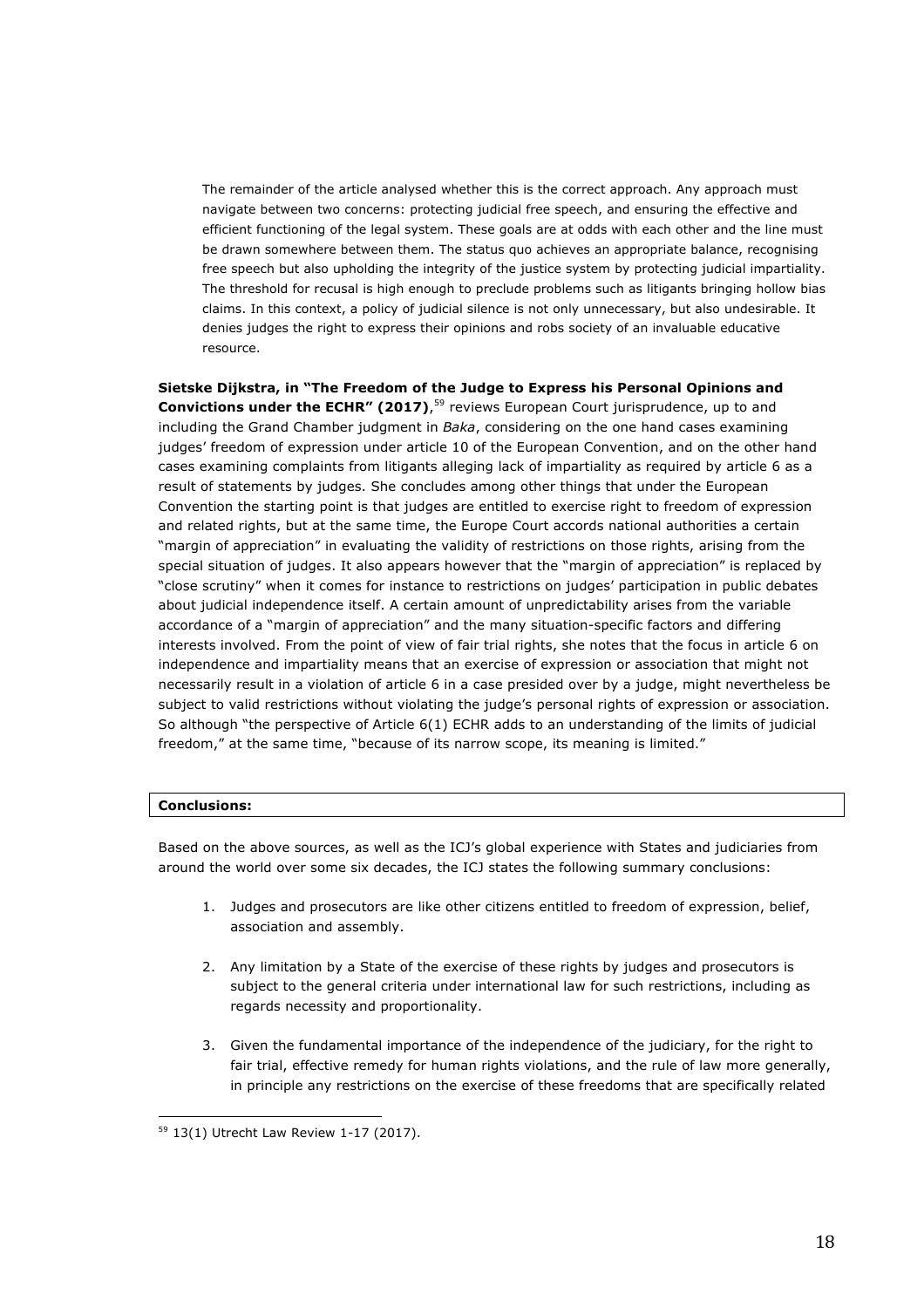> The remainder of the article analysed whether this is the correct approach. Any approach must navigate between two concerns: protecting judicial free speech, and ensuring the effective and efficient functioning of the legal system. These goals are at odds with each other and the line must be drawn somewhere between them. The status quo achieves an appropriate balance, recognising free speech but also upholding the integrity of the justice system by protecting judicial impartiality. The threshold for recusal is high enough to preclude problems such as litigants bringing hollow bias claims. In this context, a policy of judicial silence is not only unnecessary, but also undesirable. It denies judges the right to express their opinions and robs society of an invaluable educative resource.

**Sietske Dijkstra, in "The Freedom of the Judge to Express his Personal Opinions and Convictions under the ECHR" (2017)**,[59] reviews European Court jurisprudence, up to and including the Grand Chamber judgment in *Baka*, considering on the one hand cases examining judges' freedom of expression under article 10 of the European Convention, and on the other hand cases examining complaints from litigants alleging lack of impartiality as required by article 6 as a result of statements by judges. She concludes among other things that under the European Convention the starting point is that judges are entitled to exercise right to freedom of expression and related rights, but at the same time, the Europe Court accords national authorities a certain "margin of appreciation" in evaluating the validity of restrictions on those rights, arising from the special situation of judges. It also appears however that the "margin of appreciation" is replaced by "close scrutiny" when it comes for instance to restrictions on judges' participation in public debates about judicial independence itself. A certain amount of unpredictability arises from the variable accordance of a "margin of appreciation" and the many situation-specific factors and differing interests involved. From the point of view of fair trial rights, she notes that the focus in article 6 on independence and impartiality means that an exercise of expression or association that might not necessarily result in a violation of article 6 in a case presided over by a judge, might nevertheless be subject to valid restrictions without violating the judge's personal rights of expression or association. So although "the perspective of Article 6(1) ECHR adds to an understanding of the limits of judicial freedom," at the same time, "because of its narrow scope, its meaning is limited."

**Conclusions:**

Based on the above sources, as well as the ICJ's global experience with States and judiciaries from around the world over some six decades, the ICJ states the following summary conclusions:

1. Judges and prosecutors are like other citizens entitled to freedom of expression, belief, association and assembly.

2. Any limitation by a State of the exercise of these rights by judges and prosecutors is subject to the general criteria under international law for such restrictions, including as regards necessity and proportionality.

3. Given the fundamental importance of the independence of the judiciary, for the right to fair trial, effective remedy for human rights violations, and the rule of law more generally, in principle any restrictions on the exercise of these freedoms that are specifically related

[59] 13(1) Utrecht Law Review 1-17 (2017).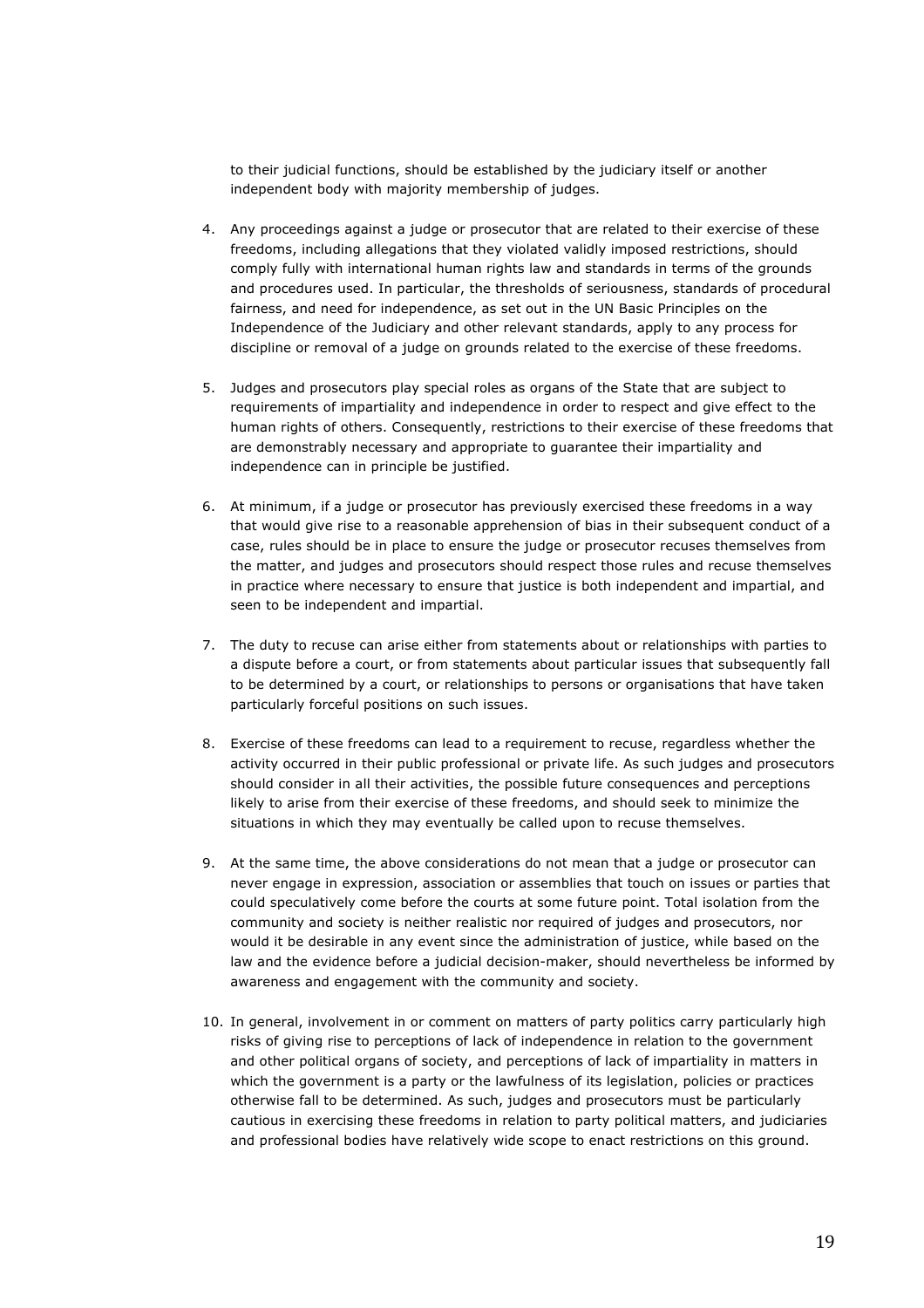to their judicial functions, should be established by the judiciary itself or another independent body with majority membership of judges.

4. Any proceedings against a judge or prosecutor that are related to their exercise of these freedoms, including allegations that they violated validly imposed restrictions, should comply fully with international human rights law and standards in terms of the grounds and procedures used. In particular, the thresholds of seriousness, standards of procedural fairness, and need for independence, as set out in the UN Basic Principles on the Independence of the Judiciary and other relevant standards, apply to any process for discipline or removal of a judge on grounds related to the exercise of these freedoms.

5. Judges and prosecutors play special roles as organs of the State that are subject to requirements of impartiality and independence in order to respect and give effect to the human rights of others. Consequently, restrictions to their exercise of these freedoms that are demonstrably necessary and appropriate to guarantee their impartiality and independence can in principle be justified.

6. At minimum, if a judge or prosecutor has previously exercised these freedoms in a way that would give rise to a reasonable apprehension of bias in their subsequent conduct of a case, rules should be in place to ensure the judge or prosecutor recuses themselves from the matter, and judges and prosecutors should respect those rules and recuse themselves in practice where necessary to ensure that justice is both independent and impartial, and seen to be independent and impartial.

7. The duty to recuse can arise either from statements about or relationships with parties to a dispute before a court, or from statements about particular issues that subsequently fall to be determined by a court, or relationships to persons or organisations that have taken particularly forceful positions on such issues.

8. Exercise of these freedoms can lead to a requirement to recuse, regardless whether the activity occurred in their public professional or private life. As such judges and prosecutors should consider in all their activities, the possible future consequences and perceptions likely to arise from their exercise of these freedoms, and should seek to minimize the situations in which they may eventually be called upon to recuse themselves.

9. At the same time, the above considerations do not mean that a judge or prosecutor can never engage in expression, association or assemblies that touch on issues or parties that could speculatively come before the courts at some future point. Total isolation from the community and society is neither realistic nor required of judges and prosecutors, nor would it be desirable in any event since the administration of justice, while based on the law and the evidence before a judicial decision-maker, should nevertheless be informed by awareness and engagement with the community and society.

10. In general, involvement in or comment on matters of party politics carry particularly high risks of giving rise to perceptions of lack of independence in relation to the government and other political organs of society, and perceptions of lack of impartiality in matters in which the government is a party or the lawfulness of its legislation, policies or practices otherwise fall to be determined. As such, judges and prosecutors must be particularly cautious in exercising these freedoms in relation to party political matters, and judiciaries and professional bodies have relatively wide scope to enact restrictions on this ground.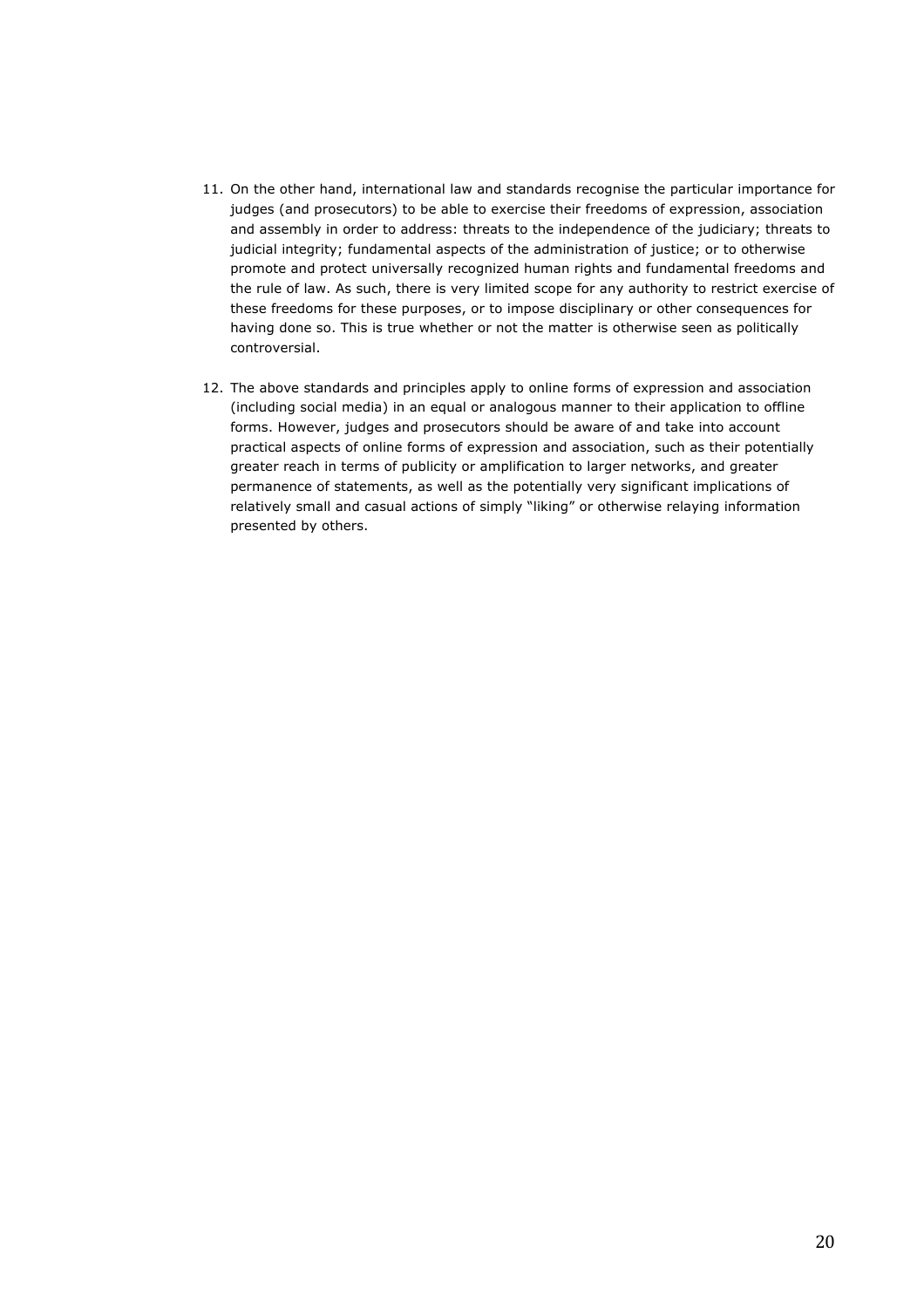11. On the other hand, international law and standards recognise the particular importance for judges (and prosecutors) to be able to exercise their freedoms of expression, association and assembly in order to address: threats to the independence of the judiciary; threats to judicial integrity; fundamental aspects of the administration of justice; or to otherwise promote and protect universally recognized human rights and fundamental freedoms and the rule of law. As such, there is very limited scope for any authority to restrict exercise of these freedoms for these purposes, or to impose disciplinary or other consequences for having done so. This is true whether or not the matter is otherwise seen as politically controversial.

12. The above standards and principles apply to online forms of expression and association (including social media) in an equal or analogous manner to their application to offline forms. However, judges and prosecutors should be aware of and take into account practical aspects of online forms of expression and association, such as their potentially greater reach in terms of publicity or amplification to larger networks, and greater permanence of statements, as well as the potentially very significant implications of relatively small and casual actions of simply "liking" or otherwise relaying information presented by others.